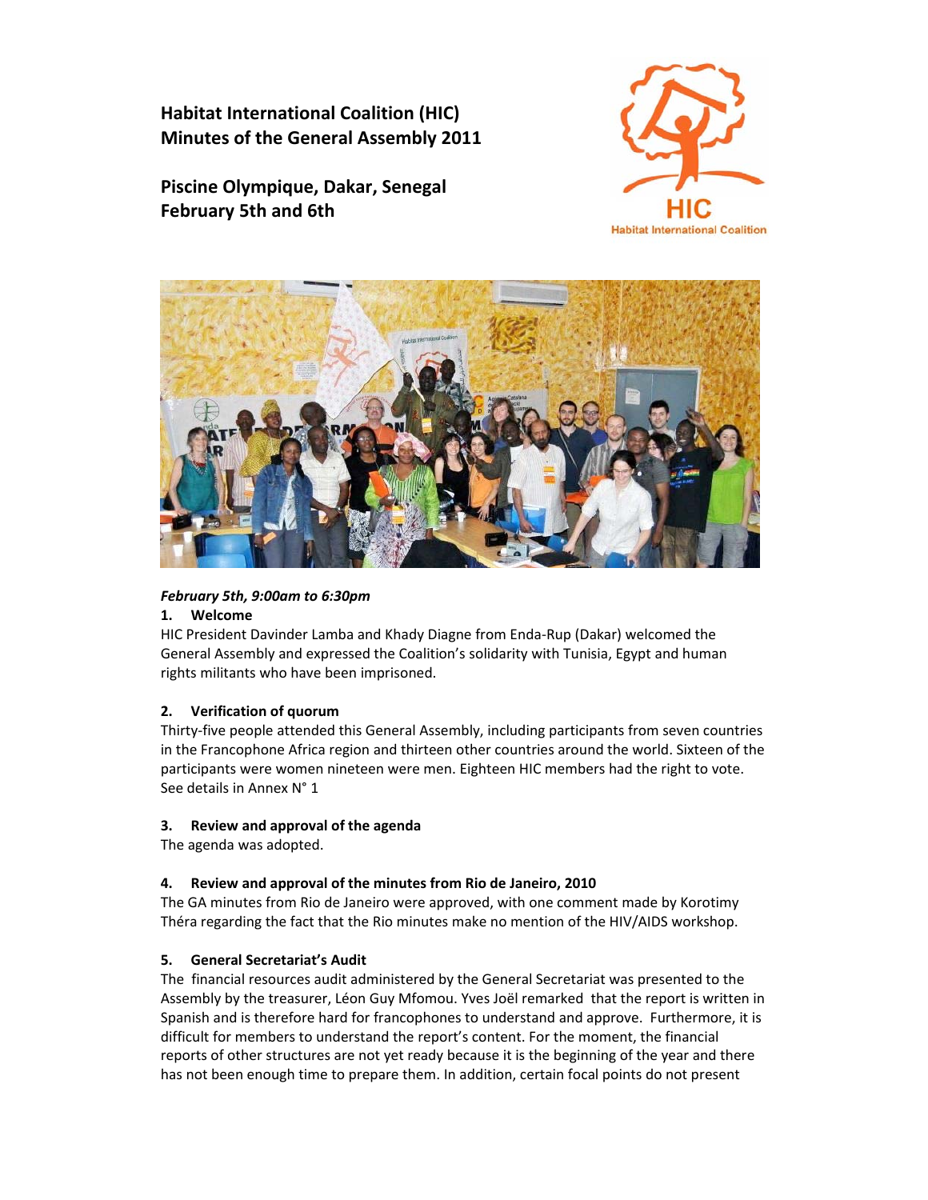# Habitat International Coalition (HIC)
# Minutes of the General Assembly 2011

## Piscine Olympique, Dakar, Senegal
## February 5th and 6th

***February 5th, 9:00am to 6:30pm***

### 1. Welcome

HIC President Davinder Lamba and Khady Diagne from Enda-Rup (Dakar) welcomed the General Assembly and expressed the Coalition's solidarity with Tunisia, Egypt and human rights militants who have been imprisoned.

### 2. Verification of quorum

Thirty-five people attended this General Assembly, including participants from seven countries in the Francophone Africa region and thirteen other countries around the world. Sixteen of the participants were women nineteen were men. Eighteen HIC members had the right to vote. See details in Annex N° 1

### 3. Review and approval of the agenda

The agenda was adopted.

### 4. Review and approval of the minutes from Rio de Janeiro, 2010

The GA minutes from Rio de Janeiro were approved, with one comment made by Korotimy Théra regarding the fact that the Rio minutes make no mention of the HIV/AIDS workshop.

### 5. General Secretariat's Audit

The financial resources audit administered by the General Secretariat was presented to the Assembly by the treasurer, Léon Guy Mfomou. Yves Joël remarked that the report is written in Spanish and is therefore hard for francophones to understand and approve. Furthermore, it is difficult for members to understand the report's content. For the moment, the financial reports of other structures are not yet ready because it is the beginning of the year and there has not been enough time to prepare them. In addition, certain focal points do not present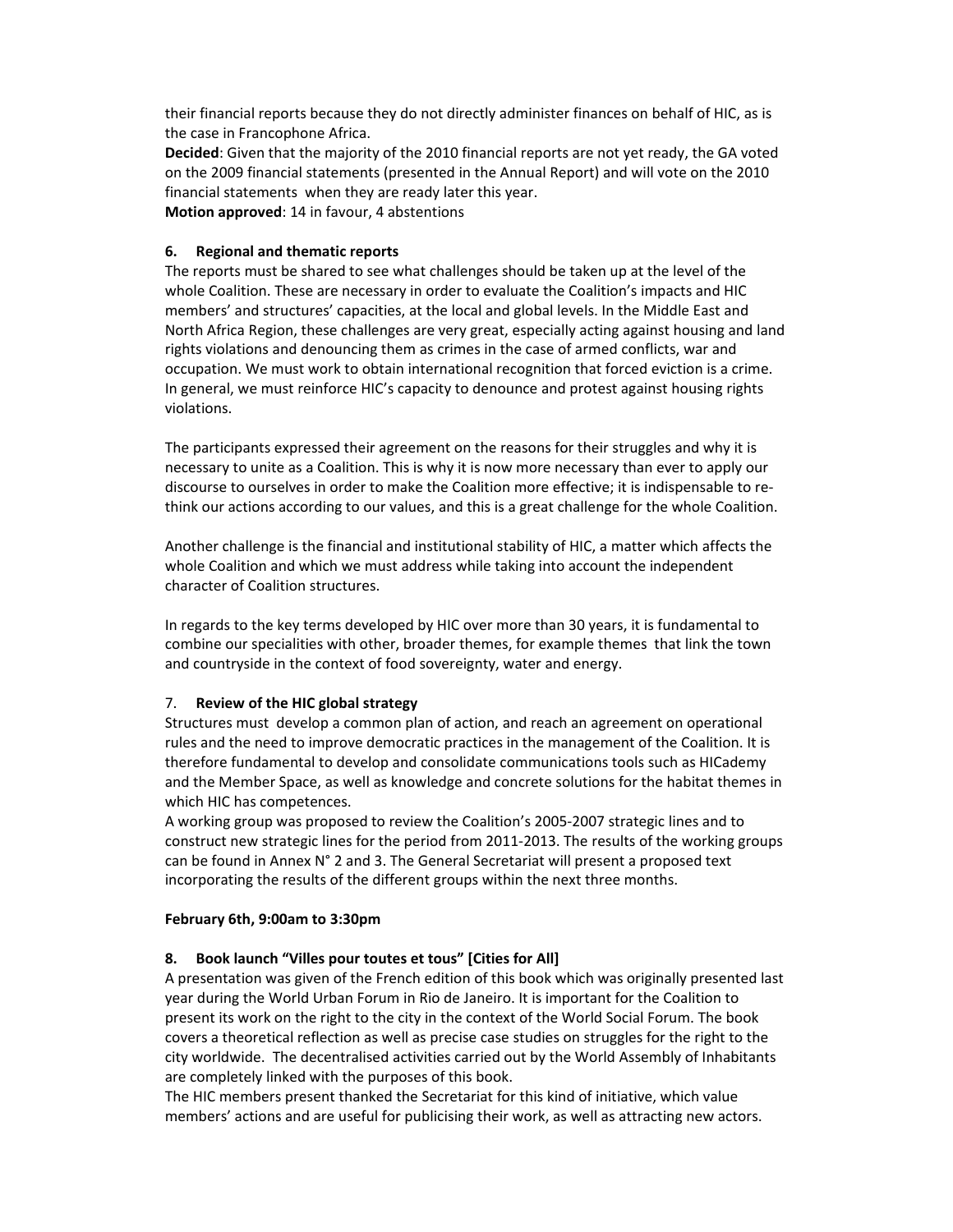their financial reports because they do not directly administer finances on behalf of HIC, as is the case in Francophone Africa.

**Decided**: Given that the majority of the 2010 financial reports are not yet ready, the GA voted on the 2009 financial statements (presented in the Annual Report) and will vote on the 2010 financial statements when they are ready later this year.

**Motion approved**: 14 in favour, 4 abstentions

### 6. Regional and thematic reports

The reports must be shared to see what challenges should be taken up at the level of the whole Coalition. These are necessary in order to evaluate the Coalition's impacts and HIC members' and structures' capacities, at the local and global levels. In the Middle East and North Africa Region, these challenges are very great, especially acting against housing and land rights violations and denouncing them as crimes in the case of armed conflicts, war and occupation. We must work to obtain international recognition that forced eviction is a crime. In general, we must reinforce HIC's capacity to denounce and protest against housing rights violations.

The participants expressed their agreement on the reasons for their struggles and why it is necessary to unite as a Coalition. This is why it is now more necessary than ever to apply our discourse to ourselves in order to make the Coalition more effective; it is indispensable to re-think our actions according to our values, and this is a great challenge for the whole Coalition.

Another challenge is the financial and institutional stability of HIC, a matter which affects the whole Coalition and which we must address while taking into account the independent character of Coalition structures.

In regards to the key terms developed by HIC over more than 30 years, it is fundamental to combine our specialities with other, broader themes, for example themes that link the town and countryside in the context of food sovereignty, water and energy.

### 7. Review of the HIC global strategy

Structures must develop a common plan of action, and reach an agreement on operational rules and the need to improve democratic practices in the management of the Coalition. It is therefore fundamental to develop and consolidate communications tools such as HICademy and the Member Space, as well as knowledge and concrete solutions for the habitat themes in which HIC has competences.

A working group was proposed to review the Coalition's 2005-2007 strategic lines and to construct new strategic lines for the period from 2011-2013. The results of the working groups can be found in Annex N° 2 and 3. The General Secretariat will present a proposed text incorporating the results of the different groups within the next three months.

**February 6th, 9:00am to 3:30pm**

### 8. Book launch "Villes pour toutes et tous" [Cities for All]

A presentation was given of the French edition of this book which was originally presented last year during the World Urban Forum in Rio de Janeiro. It is important for the Coalition to present its work on the right to the city in the context of the World Social Forum. The book covers a theoretical reflection as well as precise case studies on struggles for the right to the city worldwide. The decentralised activities carried out by the World Assembly of Inhabitants are completely linked with the purposes of this book.

The HIC members present thanked the Secretariat for this kind of initiative, which value members' actions and are useful for publicising their work, as well as attracting new actors.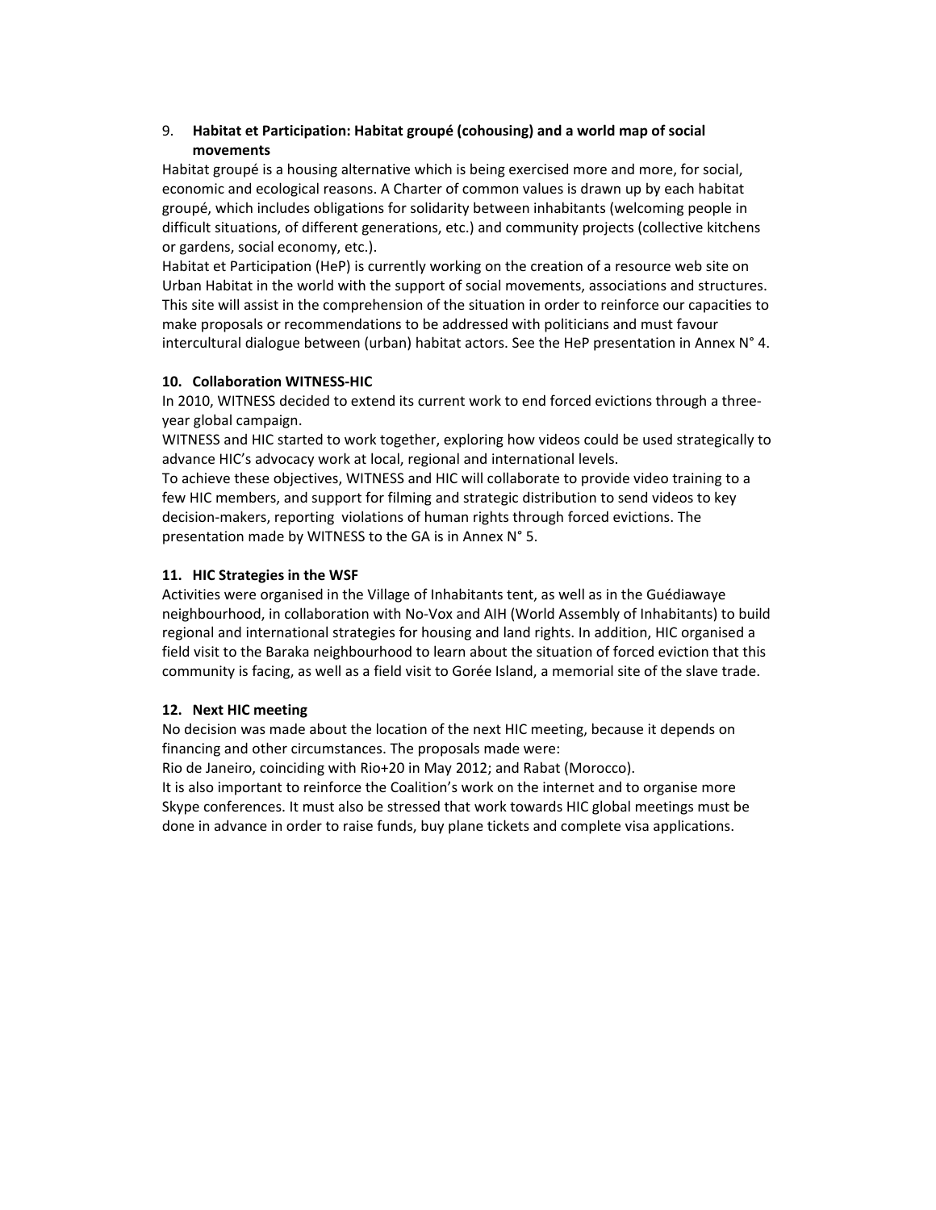### 9. Habitat et Participation: Habitat groupé (cohousing) and a world map of social movements

Habitat groupé is a housing alternative which is being exercised more and more, for social, economic and ecological reasons. A Charter of common values is drawn up by each habitat groupé, which includes obligations for solidarity between inhabitants (welcoming people in difficult situations, of different generations, etc.) and community projects (collective kitchens or gardens, social economy, etc.).

Habitat et Participation (HeP) is currently working on the creation of a resource web site on Urban Habitat in the world with the support of social movements, associations and structures. This site will assist in the comprehension of the situation in order to reinforce our capacities to make proposals or recommendations to be addressed with politicians and must favour intercultural dialogue between (urban) habitat actors. See the HeP presentation in Annex N° 4.

### 10. Collaboration WITNESS-HIC

In 2010, WITNESS decided to extend its current work to end forced evictions through a three-year global campaign.

WITNESS and HIC started to work together, exploring how videos could be used strategically to advance HIC's advocacy work at local, regional and international levels.

To achieve these objectives, WITNESS and HIC will collaborate to provide video training to a few HIC members, and support for filming and strategic distribution to send videos to key decision-makers, reporting violations of human rights through forced evictions. The presentation made by WITNESS to the GA is in Annex N° 5.

### 11. HIC Strategies in the WSF

Activities were organised in the Village of Inhabitants tent, as well as in the Guédiawaye neighbourhood, in collaboration with No-Vox and AIH (World Assembly of Inhabitants) to build regional and international strategies for housing and land rights. In addition, HIC organised a field visit to the Baraka neighbourhood to learn about the situation of forced eviction that this community is facing, as well as a field visit to Gorée Island, a memorial site of the slave trade.

### 12. Next HIC meeting

No decision was made about the location of the next HIC meeting, because it depends on financing and other circumstances. The proposals made were:

Rio de Janeiro, coinciding with Rio+20 in May 2012; and Rabat (Morocco).

It is also important to reinforce the Coalition's work on the internet and to organise more Skype conferences. It must also be stressed that work towards HIC global meetings must be done in advance in order to raise funds, buy plane tickets and complete visa applications.